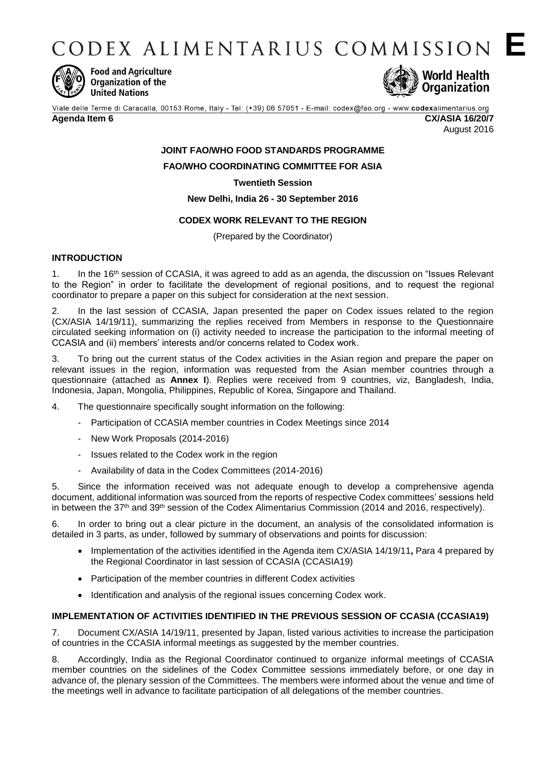# CODEX ALIMENTARIUS COMMISSION E

Food and Agriculture Organization of the United Nations

World Health Organization

Viale delle Terme di Caracalla, 00153 Rome, Italy - Tel: (+39) 06 57051 - E-mail: codex@fao.org - www.codexalimentarius.org

**Agenda Item 6** **CX/ASIA 16/20/7**

August 2016

**JOINT FAO/WHO FOOD STANDARDS PROGRAMME**

**FAO/WHO COORDINATING COMMITTEE FOR ASIA**

**Twentieth Session**

**New Delhi, India 26 - 30 September 2016**

**CODEX WORK RELEVANT TO THE REGION**

(Prepared by the Coordinator)

## INTRODUCTION

1. In the 16th session of CCASIA, it was agreed to add as an agenda, the discussion on "Issues Relevant to the Region" in order to facilitate the development of regional positions, and to request the regional coordinator to prepare a paper on this subject for consideration at the next session.

2. In the last session of CCASIA, Japan presented the paper on Codex issues related to the region (CX/ASIA 14/19/11), summarizing the replies received from Members in response to the Questionnaire circulated seeking information on (i) activity needed to increase the participation to the informal meeting of CCASIA and (ii) members' interests and/or concerns related to Codex work.

3. To bring out the current status of the Codex activities in the Asian region and prepare the paper on relevant issues in the region, information was requested from the Asian member countries through a questionnaire (attached as **Annex I**). Replies were received from 9 countries, viz, Bangladesh, India, Indonesia, Japan, Mongolia, Philippines, Republic of Korea, Singapore and Thailand.

4. The questionnaire specifically sought information on the following:

- Participation of CCASIA member countries in Codex Meetings since 2014
- New Work Proposals (2014-2016)
- Issues related to the Codex work in the region
- Availability of data in the Codex Committees (2014-2016)

5. Since the information received was not adequate enough to develop a comprehensive agenda document, additional information was sourced from the reports of respective Codex committees' sessions held in between the 37th and 39th session of the Codex Alimentarius Commission (2014 and 2016, respectively).

6. In order to bring out a clear picture in the document, an analysis of the consolidated information is detailed in 3 parts, as under, followed by summary of observations and points for discussion:

- Implementation of the activities identified in the Agenda item CX/ASIA 14/19/11**,** Para 4 prepared by the Regional Coordinator in last session of CCASIA (CCASIA19)
- Participation of the member countries in different Codex activities
- Identification and analysis of the regional issues concerning Codex work.

## IMPLEMENTATION OF ACTIVITIES IDENTIFIED IN THE PREVIOUS SESSION OF CCASIA (CCASIA19)

7. Document CX/ASIA 14/19/11, presented by Japan, listed various activities to increase the participation of countries in the CCASIA informal meetings as suggested by the member countries.

8. Accordingly, India as the Regional Coordinator continued to organize informal meetings of CCASIA member countries on the sidelines of the Codex Committee sessions immediately before, or one day in advance of, the plenary session of the Committees. The members were informed about the venue and time of the meetings well in advance to facilitate participation of all delegations of the member countries.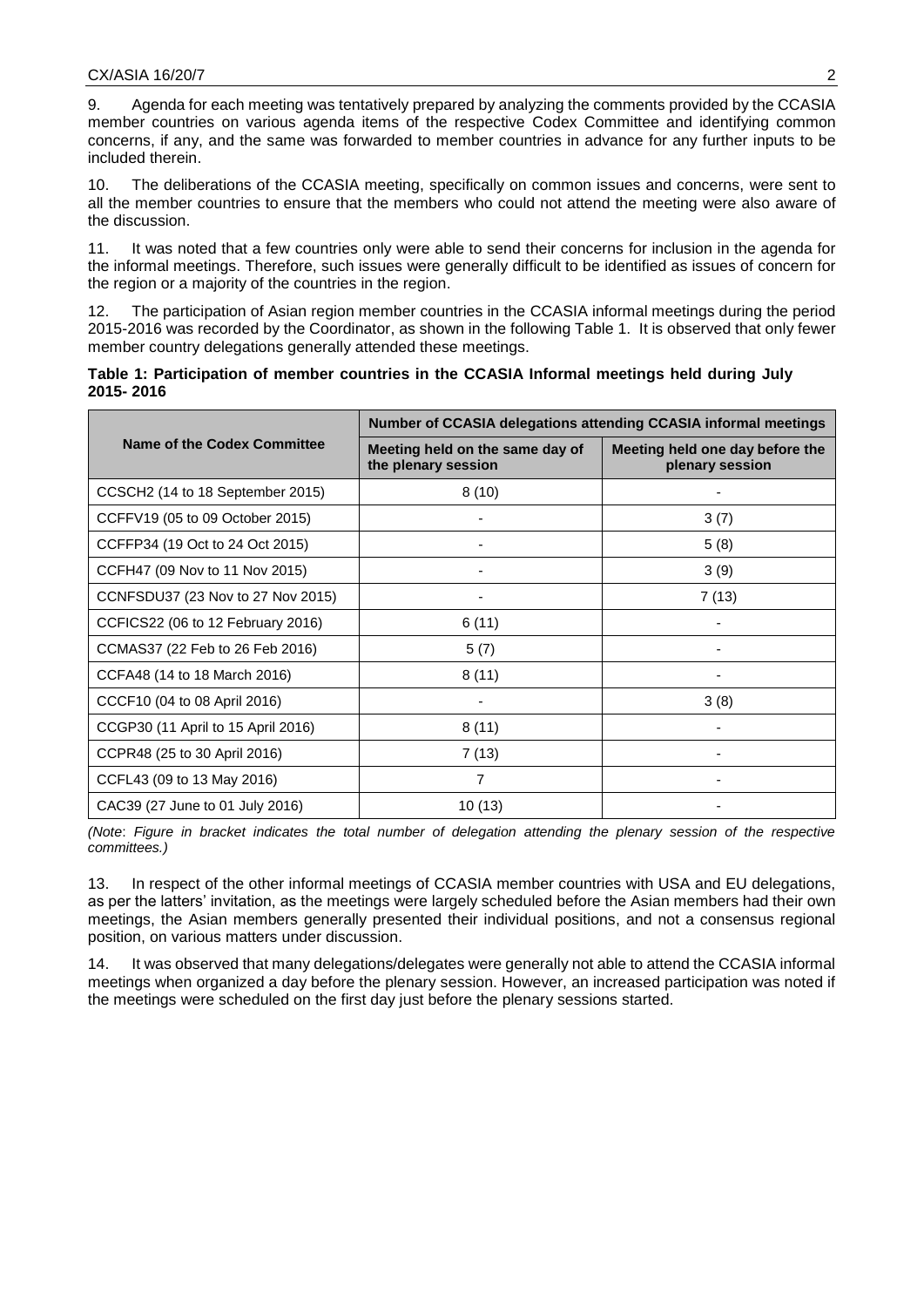9. Agenda for each meeting was tentatively prepared by analyzing the comments provided by the CCASIA member countries on various agenda items of the respective Codex Committee and identifying common concerns, if any, and the same was forwarded to member countries in advance for any further inputs to be included therein.

10. The deliberations of the CCASIA meeting, specifically on common issues and concerns, were sent to all the member countries to ensure that the members who could not attend the meeting were also aware of the discussion.

11. It was noted that a few countries only were able to send their concerns for inclusion in the agenda for the informal meetings. Therefore, such issues were generally difficult to be identified as issues of concern for the region or a majority of the countries in the region.

12. The participation of Asian region member countries in the CCASIA informal meetings during the period 2015-2016 was recorded by the Coordinator, as shown in the following Table 1. It is observed that only fewer member country delegations generally attended these meetings.

**Table 1: Participation of member countries in the CCASIA Informal meetings held during July 2015- 2016**

| Name of the Codex Committee | Number of CCASIA delegations attending CCASIA informal meetings | |
|---|---|---|
| | Meeting held on the same day of the plenary session | Meeting held one day before the plenary session |
| CCSCH2 (14 to 18 September 2015) | 8 (10) | - |
| CCFFV19 (05 to 09 October 2015) | - | 3 (7) |
| CCFFP34 (19 Oct to 24 Oct 2015) | - | 5 (8) |
| CCFH47 (09 Nov to 11 Nov 2015) | - | 3 (9) |
| CCNFSDU37 (23 Nov to 27 Nov 2015) | - | 7 (13) |
| CCFICS22 (06 to 12 February 2016) | 6 (11) | - |
| CCMAS37 (22 Feb to 26 Feb 2016) | 5 (7) | - |
| CCFA48 (14 to 18 March 2016) | 8 (11) | - |
| CCCF10 (04 to 08 April 2016) | - | 3 (8) |
| CCGP30 (11 April to 15 April 2016) | 8 (11) | - |
| CCPR48 (25 to 30 April 2016) | 7 (13) | - |
| CCFL43 (09 to 13 May 2016) | 7 | - |
| CAC39 (27 June to 01 July 2016) | 10 (13) | - |

*(Note: Figure in bracket indicates the total number of delegation attending the plenary session of the respective committees.)*

13. In respect of the other informal meetings of CCASIA member countries with USA and EU delegations, as per the latters' invitation, as the meetings were largely scheduled before the Asian members had their own meetings, the Asian members generally presented their individual positions, and not a consensus regional position, on various matters under discussion.

14. It was observed that many delegations/delegates were generally not able to attend the CCASIA informal meetings when organized a day before the plenary session. However, an increased participation was noted if the meetings were scheduled on the first day just before the plenary sessions started.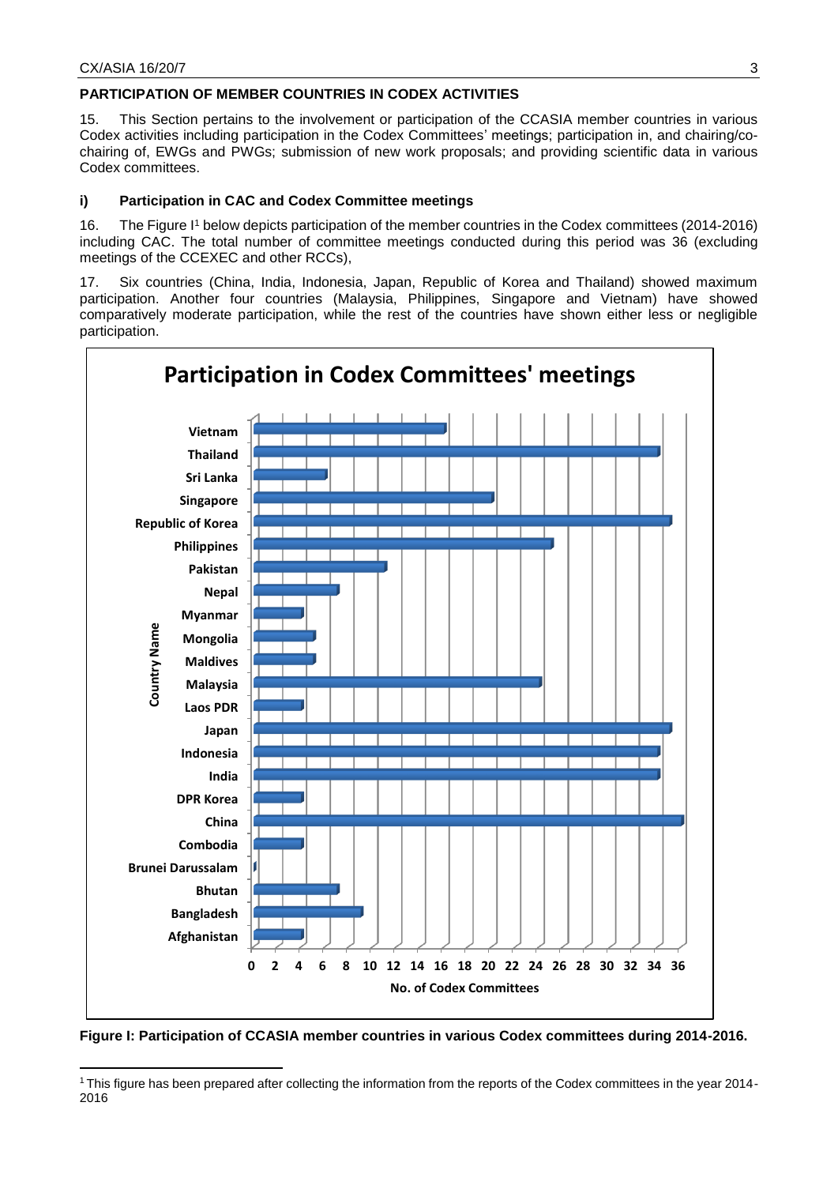## PARTICIPATION OF MEMBER COUNTRIES IN CODEX ACTIVITIES

15. This Section pertains to the involvement or participation of the CCASIA member countries in various Codex activities including participation in the Codex Committees' meetings; participation in, and chairing/co-chairing of, EWGs and PWGs; submission of new work proposals; and providing scientific data in various Codex committees.

### i) Participation in CAC and Codex Committee meetings

16. The Figure I[1] below depicts participation of the member countries in the Codex committees (2014-2016) including CAC. The total number of committee meetings conducted during this period was 36 (excluding meetings of the CCEXEC and other RCCs),

17. Six countries (China, India, Indonesia, Japan, Republic of Korea and Thailand) showed maximum participation. Another four countries (Malaysia, Philippines, Singapore and Vietnam) have showed comparatively moderate participation, while the rest of the countries have shown either less or negligible participation.

**Participation in Codex Committees' meetings**

| Country Name | No. of Codex Committees |
|---|---|
| Vietnam | 16 |
| Thailand | 34 |
| Sri Lanka | 6 |
| Singapore | 20 |
| Republic of Korea | 35 |
| Philippines | 25 |
| Pakistan | 11 |
| Nepal | 7 |
| Myanmar | 4 |
| Mongolia | 5 |
| Maldives | 5 |
| Malaysia | 24 |
| Laos PDR | 4 |
| Japan | 35 |
| Indonesia | 34 |
| India | 34 |
| DPR Korea | 4 |
| China | 36 |
| Combodia | 4 |
| Brunei Darussalam | 0 |
| Bhutan | 7 |
| Bangladesh | 9 |
| Afghanistan | 4 |

**Figure I: Participation of CCASIA member countries in various Codex committees during 2014-2016.**

[1] This figure has been prepared after collecting the information from the reports of the Codex committees in the year 2014-2016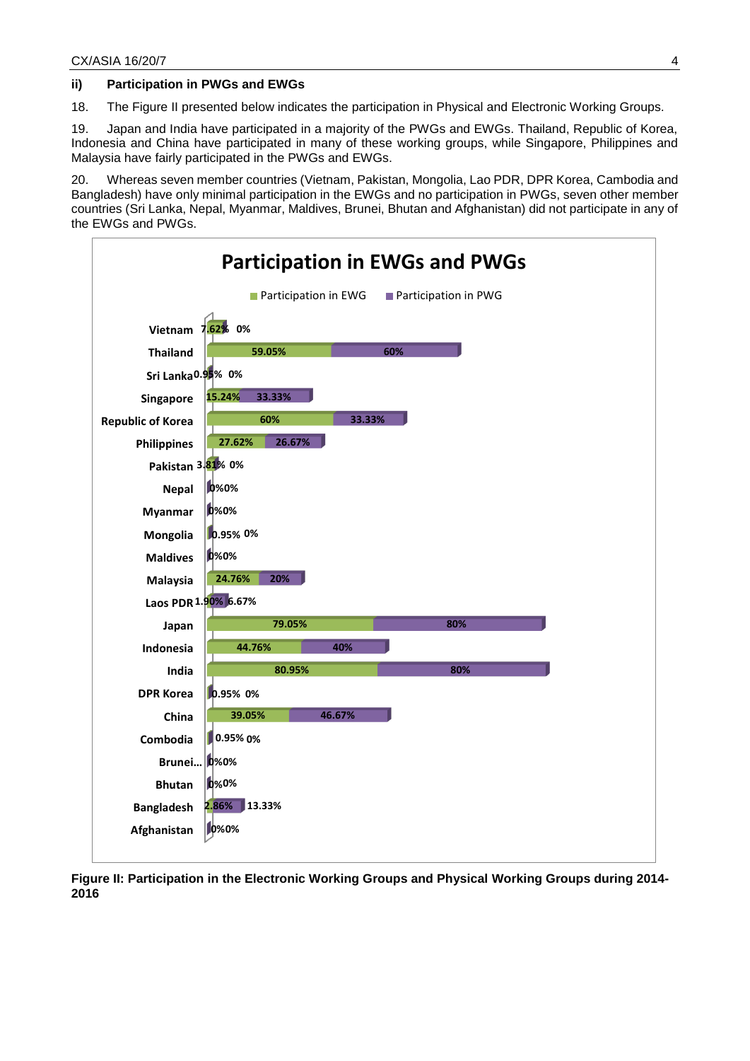### ii) Participation in PWGs and EWGs

18. The Figure II presented below indicates the participation in Physical and Electronic Working Groups.

19. Japan and India have participated in a majority of the PWGs and EWGs. Thailand, Republic of Korea, Indonesia and China have participated in many of these working groups, while Singapore, Philippines and Malaysia have fairly participated in the PWGs and EWGs.

20. Whereas seven member countries (Vietnam, Pakistan, Mongolia, Lao PDR, DPR Korea, Cambodia and Bangladesh) have only minimal participation in the EWGs and no participation in PWGs, seven other member countries (Sri Lanka, Nepal, Myanmar, Maldives, Brunei, Bhutan and Afghanistan) did not participate in any of the EWGs and PWGs.

**Participation in EWGs and PWGs**

| Country | Participation in EWG | Participation in PWG |
|---|---|---|
| Vietnam | 7.62% | 0% |
| Thailand | 59.05% | 60% |
| Sri Lanka | 0.95% | 0% |
| Singapore | 15.24% | 33.33% |
| Republic of Korea | 60% | 33.33% |
| Philippines | 27.62% | 26.67% |
| Pakistan | 3.81% | 0% |
| Nepal | 0% | 0% |
| Myanmar | 0% | 0% |
| Mongolia | 0.95% | 0% |
| Maldives | 0% | 0% |
| Malaysia | 24.76% | 20% |
| Laos PDR | 1.90% | 6.67% |
| Japan | 79.05% | 80% |
| Indonesia | 44.76% | 40% |
| India | 80.95% | 80% |
| DPR Korea | 0.95% | 0% |
| China | 39.05% | 46.67% |
| Combodia | 0.95% | 0% |
| Brunei... | 0% | 0% |
| Bhutan | 0% | 0% |
| Bangladesh | 2.86% | 13.33% |
| Afghanistan | 0% | 0% |

**Figure II: Participation in the Electronic Working Groups and Physical Working Groups during 2014-2016**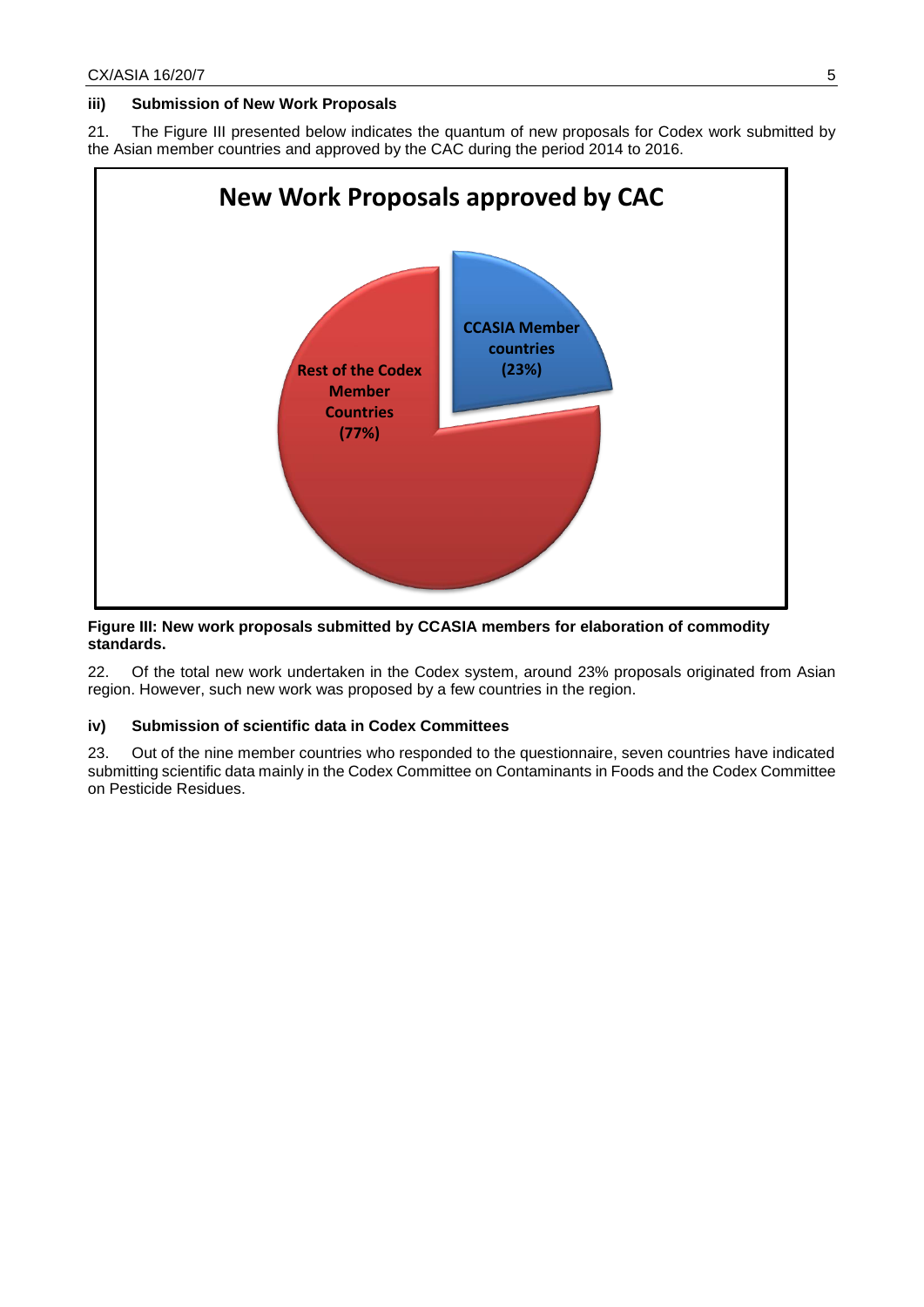### iii) Submission of New Work Proposals

21. The Figure III presented below indicates the quantum of new proposals for Codex work submitted by the Asian member countries and approved by the CAC during the period 2014 to 2016.

**Figure III: New work proposals submitted by CCASIA members for elaboration of commodity standards.**

22. Of the total new work undertaken in the Codex system, around 23% proposals originated from Asian region. However, such new work was proposed by a few countries in the region.

### iv) Submission of scientific data in Codex Committees

23. Out of the nine member countries who responded to the questionnaire, seven countries have indicated submitting scientific data mainly in the Codex Committee on Contaminants in Foods and the Codex Committee on Pesticide Residues.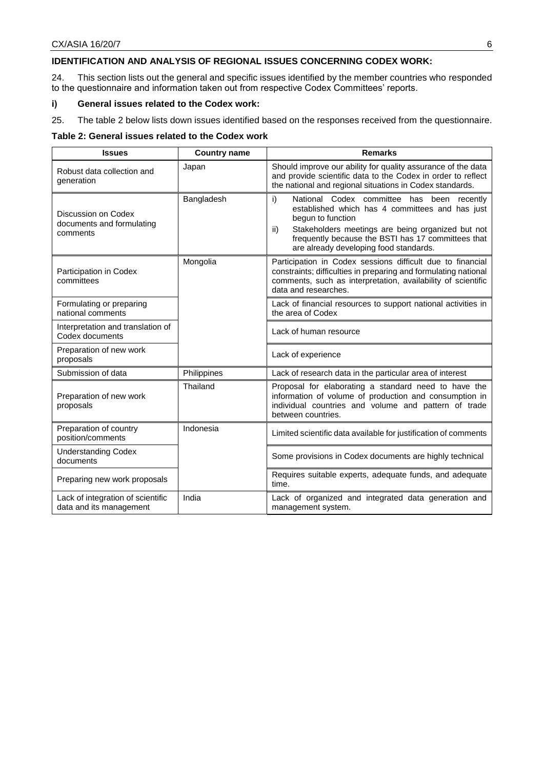## IDENTIFICATION AND ANALYSIS OF REGIONAL ISSUES CONCERNING CODEX WORK:

24. This section lists out the general and specific issues identified by the member countries who responded to the questionnaire and information taken out from respective Codex Committees' reports.

### i) General issues related to the Codex work:

25. The table 2 below lists down issues identified based on the responses received from the questionnaire.

**Table 2: General issues related to the Codex work**

| Issues | Country name | Remarks |
|---|---|---|
| Robust data collection and generation | Japan | Should improve our ability for quality assurance of the data and provide scientific data to the Codex in order to reflect the national and regional situations in Codex standards. |
| Discussion on Codex documents and formulating comments | Bangladesh | i) National Codex committee has been recently established which has 4 committees and has just begun to function<br>ii) Stakeholders meetings are being organized but not frequently because the BSTI has 17 committees that are already developing food standards. |
| Participation in Codex committees | Mongolia | Participation in Codex sessions difficult due to financial constraints; difficulties in preparing and formulating national comments, such as interpretation, availability of scientific data and researches. |
| Formulating or preparing national comments | | Lack of financial resources to support national activities in the area of Codex |
| Interpretation and translation of Codex documents | | Lack of human resource |
| Preparation of new work proposals | | Lack of experience |
| Submission of data | Philippines | Lack of research data in the particular area of interest |
| Preparation of new work proposals | Thailand | Proposal for elaborating a standard need to have the information of volume of production and consumption in individual countries and volume and pattern of trade between countries. |
| Preparation of country position/comments | Indonesia | Limited scientific data available for justification of comments |
| Understanding Codex documents | | Some provisions in Codex documents are highly technical |
| Preparing new work proposals | | Requires suitable experts, adequate funds, and adequate time. |
| Lack of integration of scientific data and its management | India | Lack of organized and integrated data generation and management system. |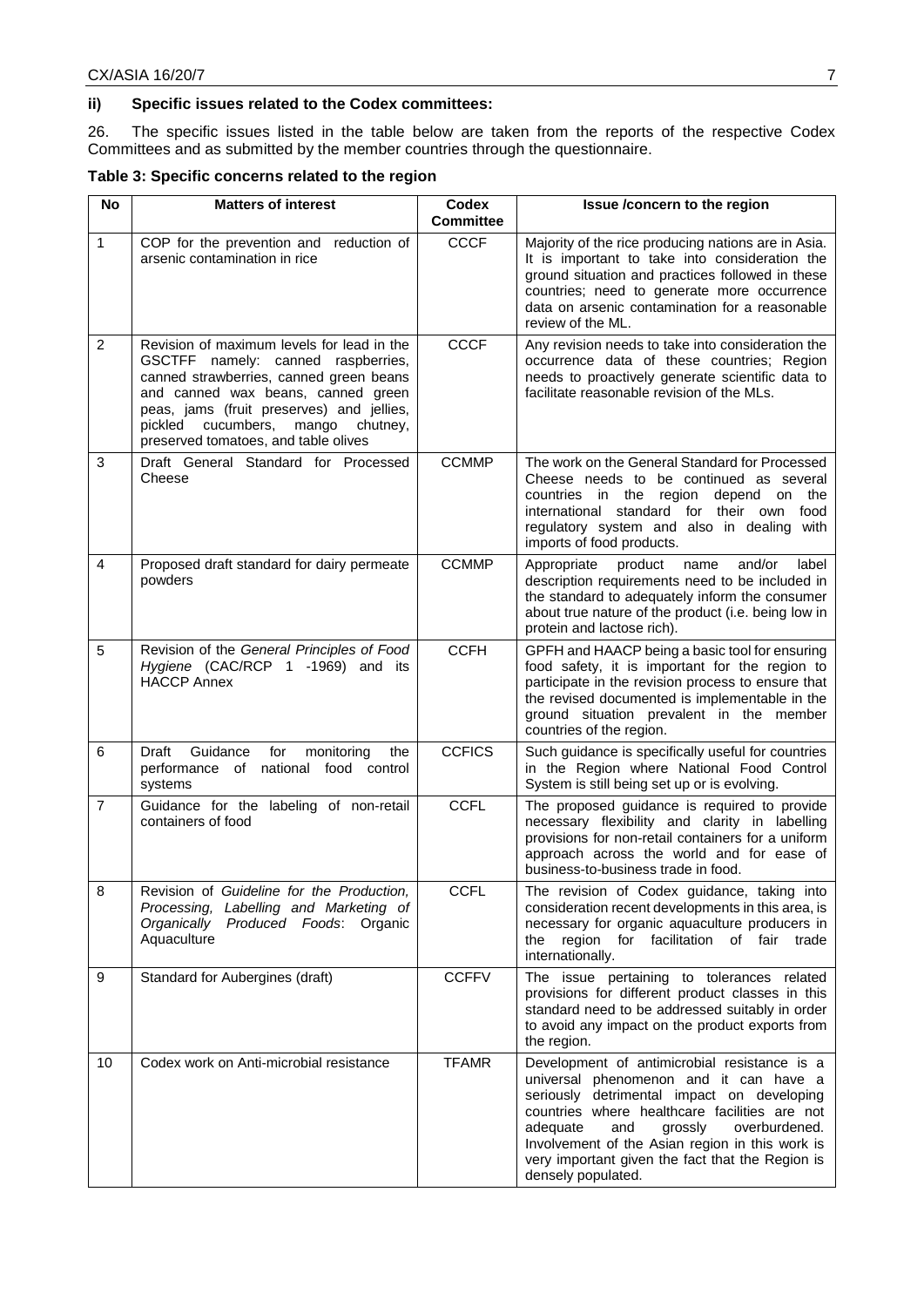### ii) Specific issues related to the Codex committees:

26. The specific issues listed in the table below are taken from the reports of the respective Codex Committees and as submitted by the member countries through the questionnaire.

**Table 3: Specific concerns related to the region**

| No | Matters of interest | Codex Committee | Issue /concern to the region |
|---|---|---|---|
| 1 | COP for the prevention and reduction of arsenic contamination in rice | CCCF | Majority of the rice producing nations are in Asia. It is important to take into consideration the ground situation and practices followed in these countries; need to generate more occurrence data on arsenic contamination for a reasonable review of the ML. |
| 2 | Revision of maximum levels for lead in the GSCTFF namely: canned raspberries, canned strawberries, canned green beans and canned wax beans, canned green peas, jams (fruit preserves) and jellies, pickled cucumbers, mango chutney, preserved tomatoes, and table olives | CCCF | Any revision needs to take into consideration the occurrence data of these countries; Region needs to proactively generate scientific data to facilitate reasonable revision of the MLs. |
| 3 | Draft General Standard for Processed Cheese | CCMMP | The work on the General Standard for Processed Cheese needs to be continued as several countries in the region depend on the international standard for their own food regulatory system and also in dealing with imports of food products. |
| 4 | Proposed draft standard for dairy permeate powders | CCMMP | Appropriate product name and/or label description requirements need to be included in the standard to adequately inform the consumer about true nature of the product (i.e. being low in protein and lactose rich). |
| 5 | Revision of the *General Principles of Food Hygiene* (CAC/RCP 1 -1969) and its HACCP Annex | CCFH | GPFH and HAACP being a basic tool for ensuring food safety, it is important for the region to participate in the revision process to ensure that the revised documented is implementable in the ground situation prevalent in the member countries of the region. |
| 6 | Draft Guidance for monitoring the performance of national food control systems | CCFICS | Such guidance is specifically useful for countries in the Region where National Food Control System is still being set up or is evolving. |
| 7 | Guidance for the labeling of non-retail containers of food | CCFL | The proposed guidance is required to provide necessary flexibility and clarity in labelling provisions for non-retail containers for a uniform approach across the world and for ease of business-to-business trade in food. |
| 8 | Revision of *Guideline for the Production, Processing, Labelling and Marketing of Organically Produced Foods*: Organic Aquaculture | CCFL | The revision of Codex guidance, taking into consideration recent developments in this area, is necessary for organic aquaculture producers in the region for facilitation of fair trade internationally. |
| 9 | Standard for Aubergines (draft) | CCFFV | The issue pertaining to tolerances related provisions for different product classes in this standard need to be addressed suitably in order to avoid any impact on the product exports from the region. |
| 10 | Codex work on Anti-microbial resistance | TFAMR | Development of antimicrobial resistance is a universal phenomenon and it can have a seriously detrimental impact on developing countries where healthcare facilities are not adequate and grossly overburdened. Involvement of the Asian region in this work is very important given the fact that the Region is densely populated. |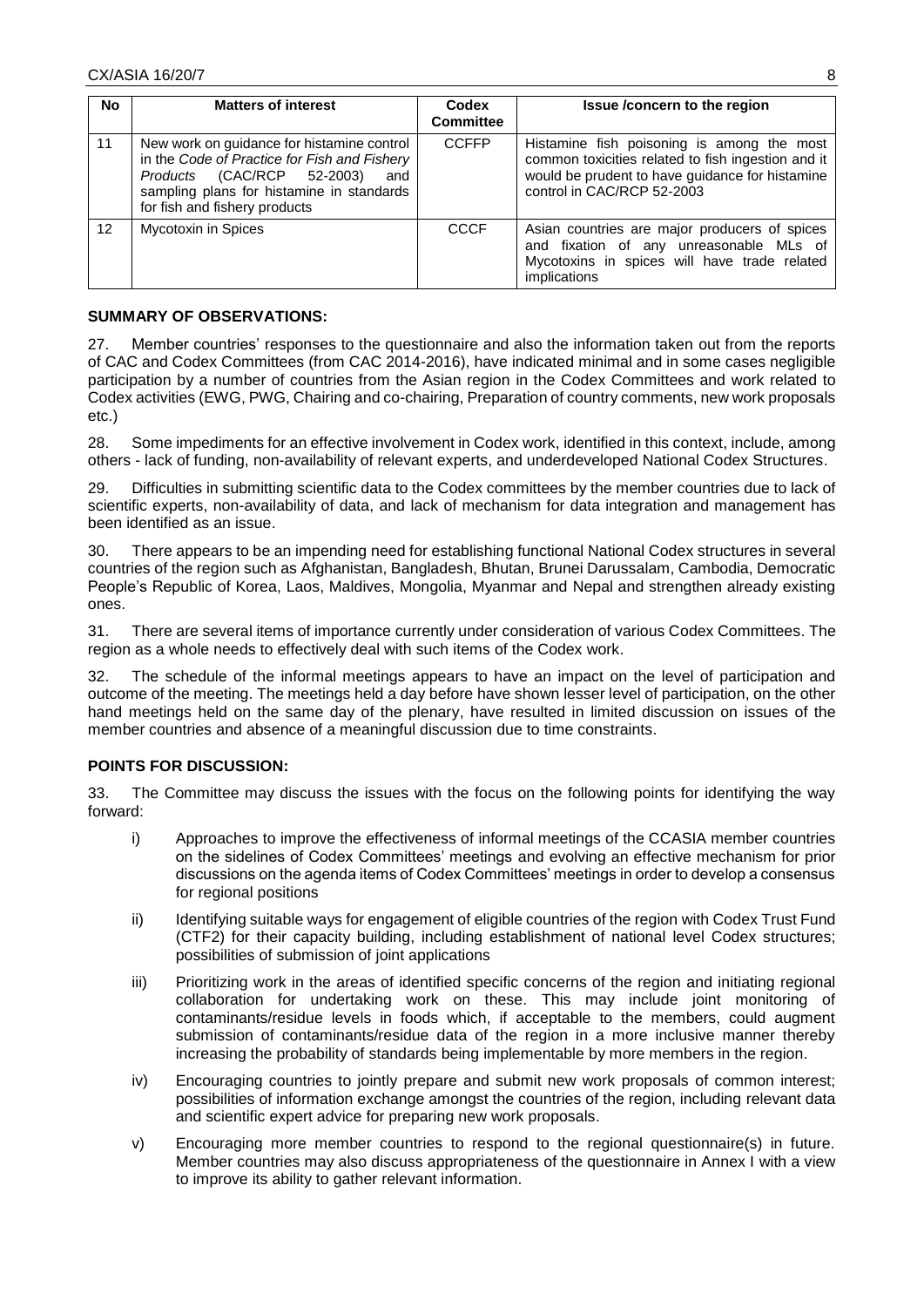| No | Matters of interest | Codex Committee | Issue /concern to the region |
|---|---|---|---|
| 11 | New work on guidance for histamine control in the *Code of Practice for Fish and Fishery Products* (CAC/RCP 52-2003) and sampling plans for histamine in standards for fish and fishery products | CCFFP | Histamine fish poisoning is among the most common toxicities related to fish ingestion and it would be prudent to have guidance for histamine control in CAC/RCP 52-2003 |
| 12 | Mycotoxin in Spices | CCCF | Asian countries are major producers of spices and fixation of any unreasonable MLs of Mycotoxins in spices will have trade related implications |

**SUMMARY OF OBSERVATIONS:**

27. Member countries' responses to the questionnaire and also the information taken out from the reports of CAC and Codex Committees (from CAC 2014-2016), have indicated minimal and in some cases negligible participation by a number of countries from the Asian region in the Codex Committees and work related to Codex activities (EWG, PWG, Chairing and co-chairing, Preparation of country comments, new work proposals etc.)

28. Some impediments for an effective involvement in Codex work, identified in this context, include, among others - lack of funding, non-availability of relevant experts, and underdeveloped National Codex Structures.

29. Difficulties in submitting scientific data to the Codex committees by the member countries due to lack of scientific experts, non-availability of data, and lack of mechanism for data integration and management has been identified as an issue.

30. There appears to be an impending need for establishing functional National Codex structures in several countries of the region such as Afghanistan, Bangladesh, Bhutan, Brunei Darussalam, Cambodia, Democratic People's Republic of Korea, Laos, Maldives, Mongolia, Myanmar and Nepal and strengthen already existing ones.

31. There are several items of importance currently under consideration of various Codex Committees. The region as a whole needs to effectively deal with such items of the Codex work.

32. The schedule of the informal meetings appears to have an impact on the level of participation and outcome of the meeting. The meetings held a day before have shown lesser level of participation, on the other hand meetings held on the same day of the plenary, have resulted in limited discussion on issues of the member countries and absence of a meaningful discussion due to time constraints.

**POINTS FOR DISCUSSION:**

33. The Committee may discuss the issues with the focus on the following points for identifying the way forward:

i) Approaches to improve the effectiveness of informal meetings of the CCASIA member countries on the sidelines of Codex Committees' meetings and evolving an effective mechanism for prior discussions on the agenda items of Codex Committees' meetings in order to develop a consensus for regional positions

ii) Identifying suitable ways for engagement of eligible countries of the region with Codex Trust Fund (CTF2) for their capacity building, including establishment of national level Codex structures; possibilities of submission of joint applications

iii) Prioritizing work in the areas of identified specific concerns of the region and initiating regional collaboration for undertaking work on these. This may include joint monitoring of contaminants/residue levels in foods which, if acceptable to the members, could augment submission of contaminants/residue data of the region in a more inclusive manner thereby increasing the probability of standards being implementable by more members in the region.

iv) Encouraging countries to jointly prepare and submit new work proposals of common interest; possibilities of information exchange amongst the countries of the region, including relevant data and scientific expert advice for preparing new work proposals.

v) Encouraging more member countries to respond to the regional questionnaire(s) in future. Member countries may also discuss appropriateness of the questionnaire in Annex I with a view to improve its ability to gather relevant information.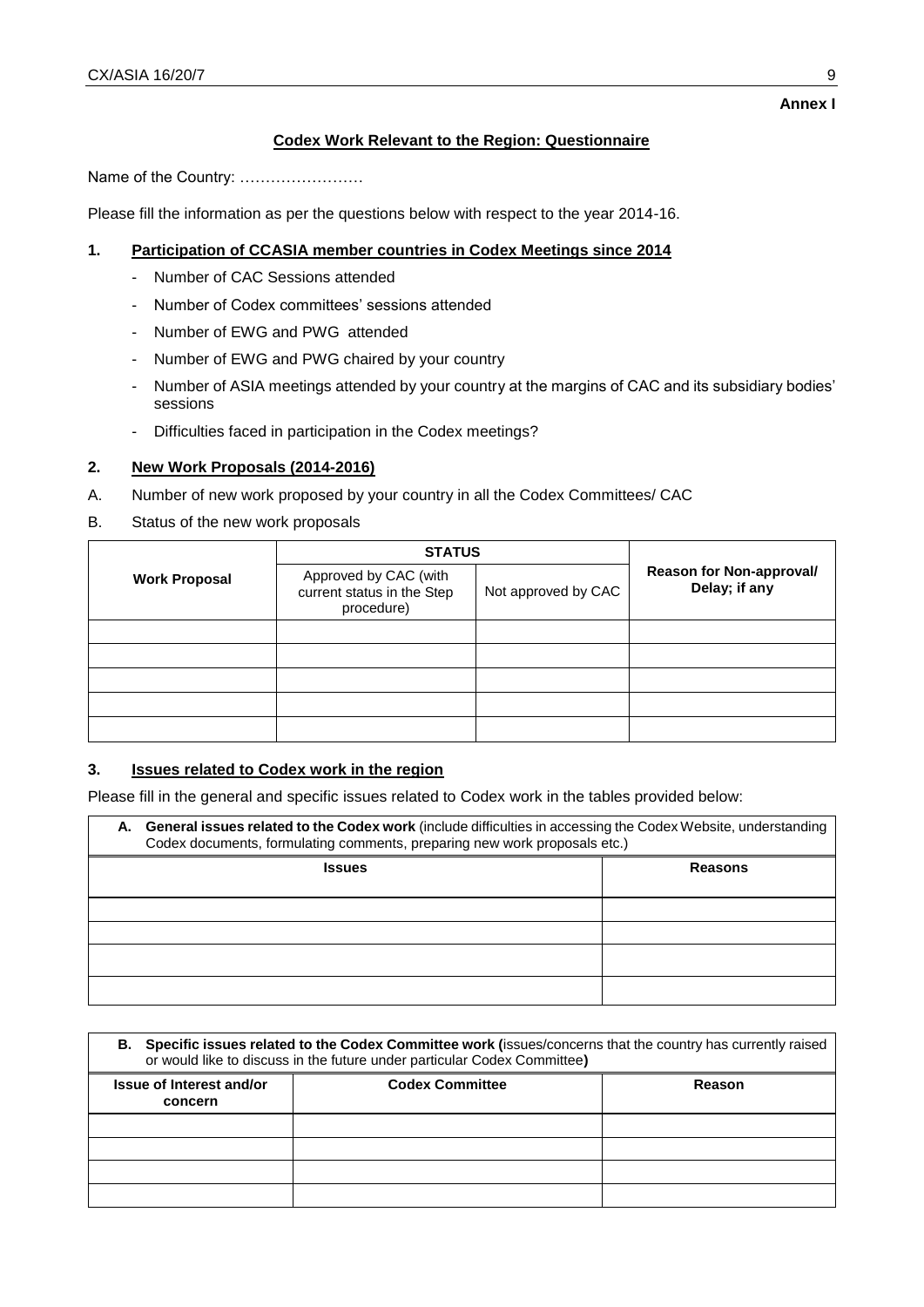**Annex I**

## Codex Work Relevant to the Region: Questionnaire

Name of the Country: ……………………

Please fill the information as per the questions below with respect to the year 2014-16.

### 1. Participation of CCASIA member countries in Codex Meetings since 2014

- Number of CAC Sessions attended
- Number of Codex committees' sessions attended
- Number of EWG and PWG attended
- Number of EWG and PWG chaired by your country
- Number of ASIA meetings attended by your country at the margins of CAC and its subsidiary bodies' sessions
- Difficulties faced in participation in the Codex meetings?

### 2. New Work Proposals (2014-2016)

A. Number of new work proposed by your country in all the Codex Committees/ CAC

B. Status of the new work proposals

| Work Proposal | STATUS | | Reason for Non-approval/ Delay; if any |
|---|---|---|---|
| | Approved by CAC (with current status in the Step procedure) | Not approved by CAC | |
| | | | |
| | | | |
| | | | |
| | | | |
| | | | |

### 3. Issues related to Codex work in the region

Please fill in the general and specific issues related to Codex work in the tables provided below:

**A. General issues related to the Codex work** (include difficulties in accessing the Codex Website, understanding Codex documents, formulating comments, preparing new work proposals etc.)

| Issues | Reasons |
|---|---|
| | |
| | |
| | |
| | |

**B. Specific issues related to the Codex Committee work (**issues/concerns that the country has currently raised or would like to discuss in the future under particular Codex Committee**)**

| Issue of Interest and/or concern | Codex Committee | Reason |
|---|---|---|
| | | |
| | | |
| | | |
| | | |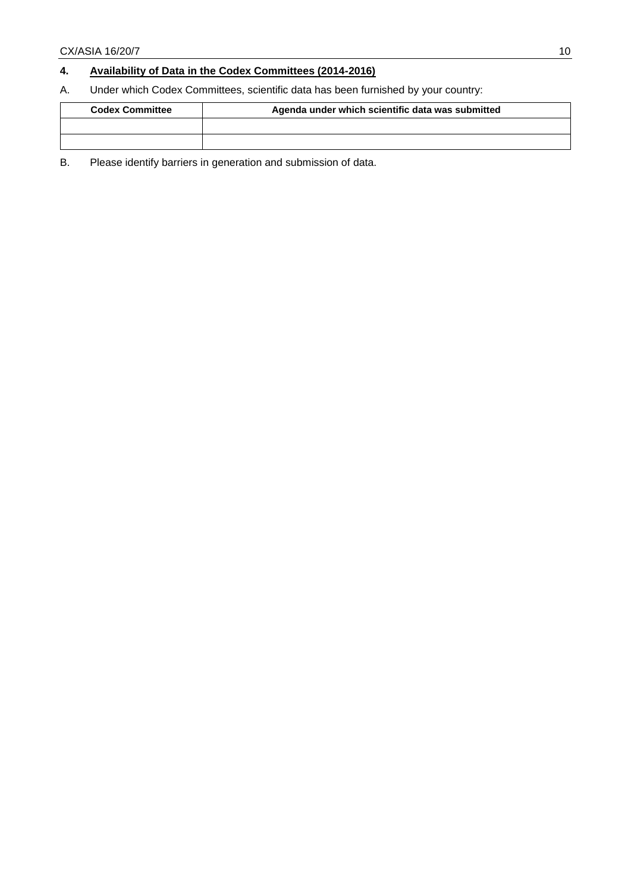## 4. Availability of Data in the Codex Committees (2014-2016)

A. Under which Codex Committees, scientific data has been furnished by your country:

| Codex Committee | Agenda under which scientific data was submitted |
|---|---|
| | |
| | |

B. Please identify barriers in generation and submission of data.